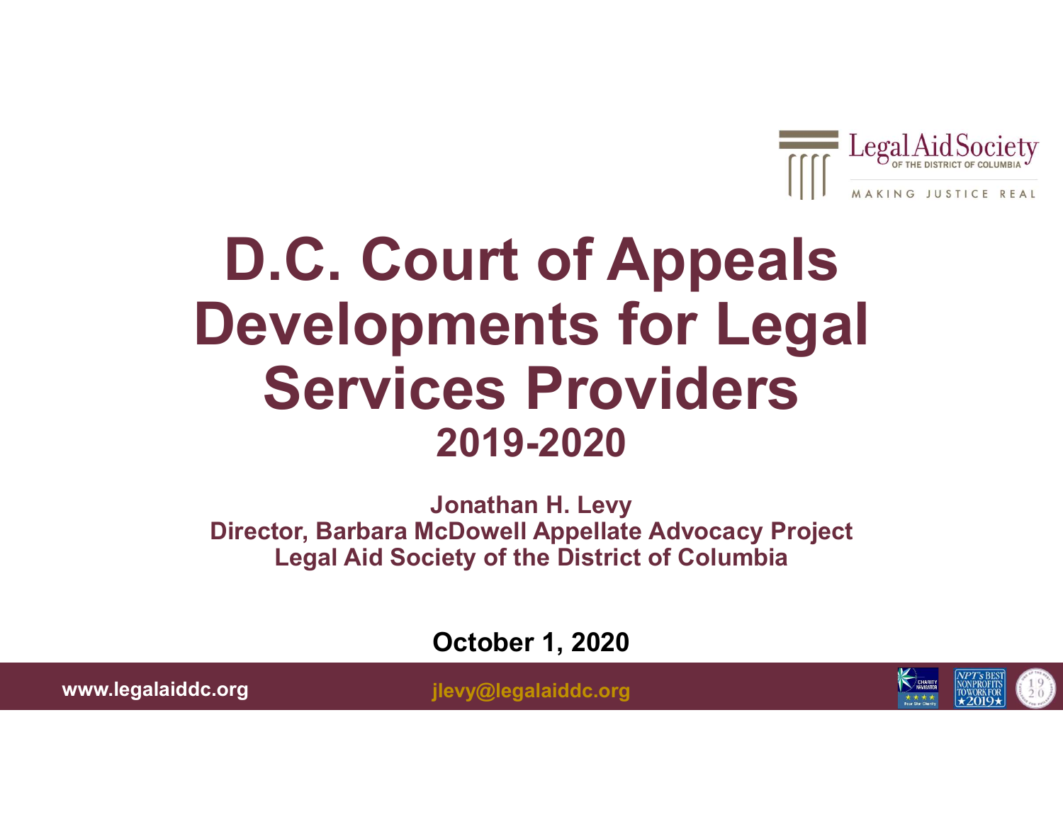Legal Aid Society OF THE DISTRICT OF COLUMBIA

MAKING JUSTICE REAL

# D.C. Court of Appeals Developments for Legal Services Providers

## 2019-2020

**Jonathan H. Levy**
**Director, Barbara McDowell Appellate Advocacy Project**
**Legal Aid Society of the District of Columbia**

**October 1, 2020**

www.legalaiddc.org

jlevy@legalaiddc.org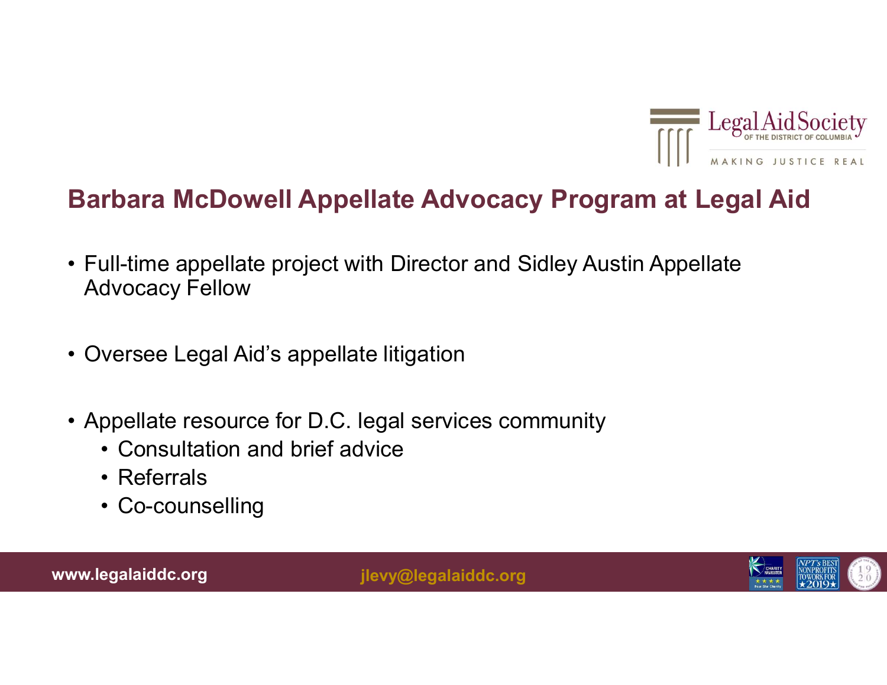## Barbara McDowell Appellate Advocacy Program at Legal Aid

- Full-time appellate project with Director and Sidley Austin Appellate Advocacy Fellow
- Oversee Legal Aid's appellate litigation
- Appellate resource for D.C. legal services community
  - Consultation and brief advice
  - Referrals
  - Co-counselling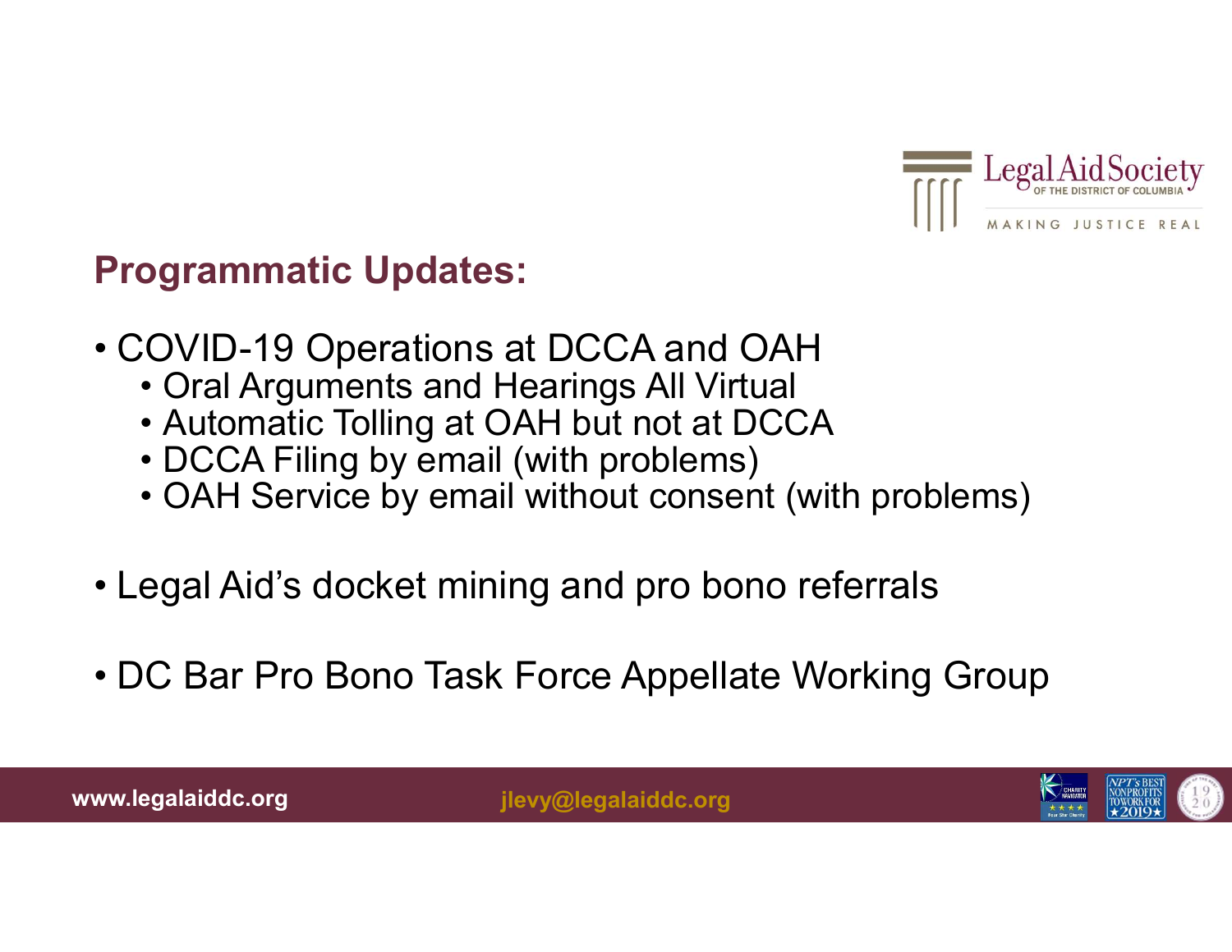## Programmatic Updates:

- COVID-19 Operations at DCCA and OAH
  - Oral Arguments and Hearings All Virtual
  - Automatic Tolling at OAH but not at DCCA
  - DCCA Filing by email (with problems)
  - OAH Service by email without consent (with problems)
- Legal Aid's docket mining and pro bono referrals
- DC Bar Pro Bono Task Force Appellate Working Group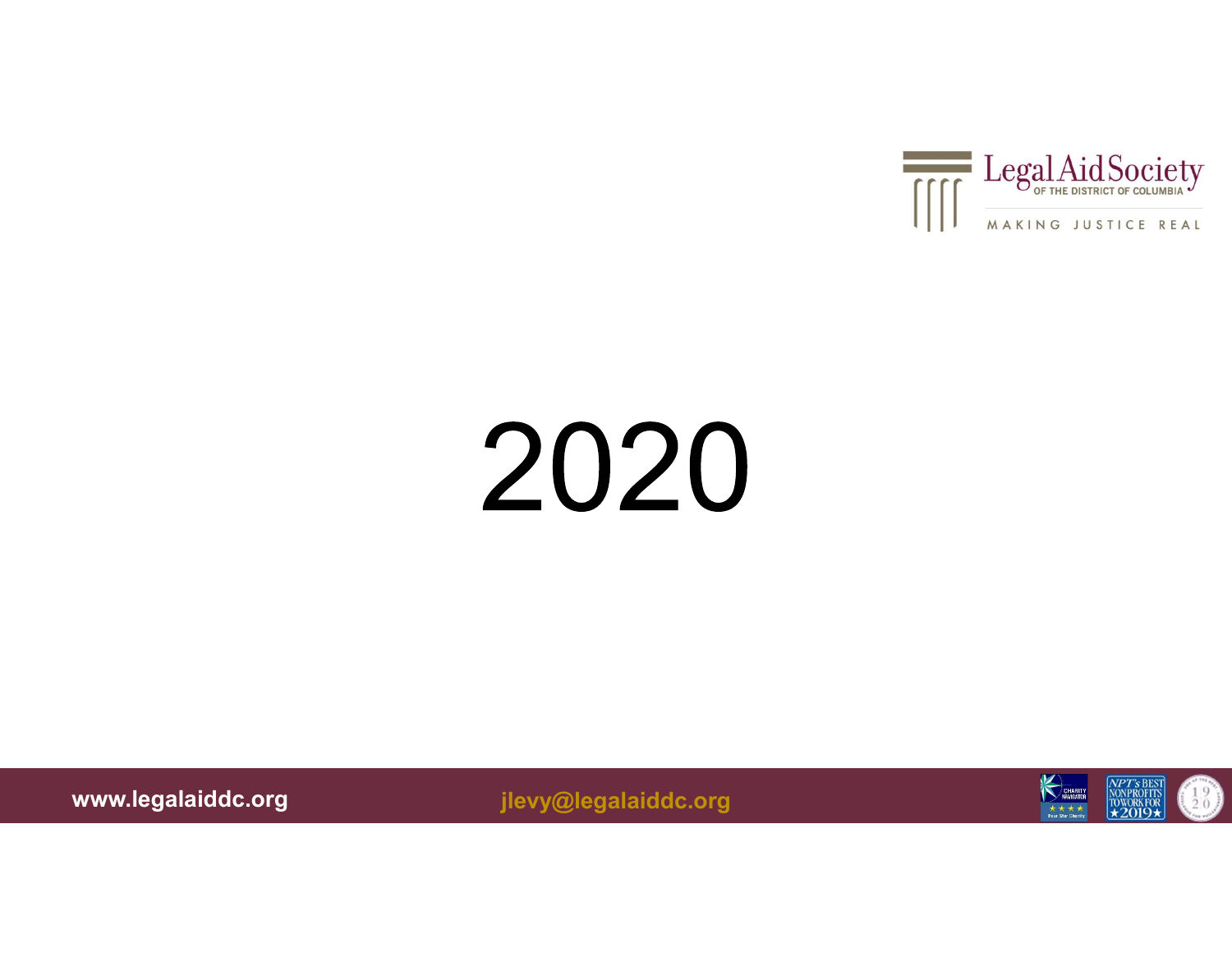# 2020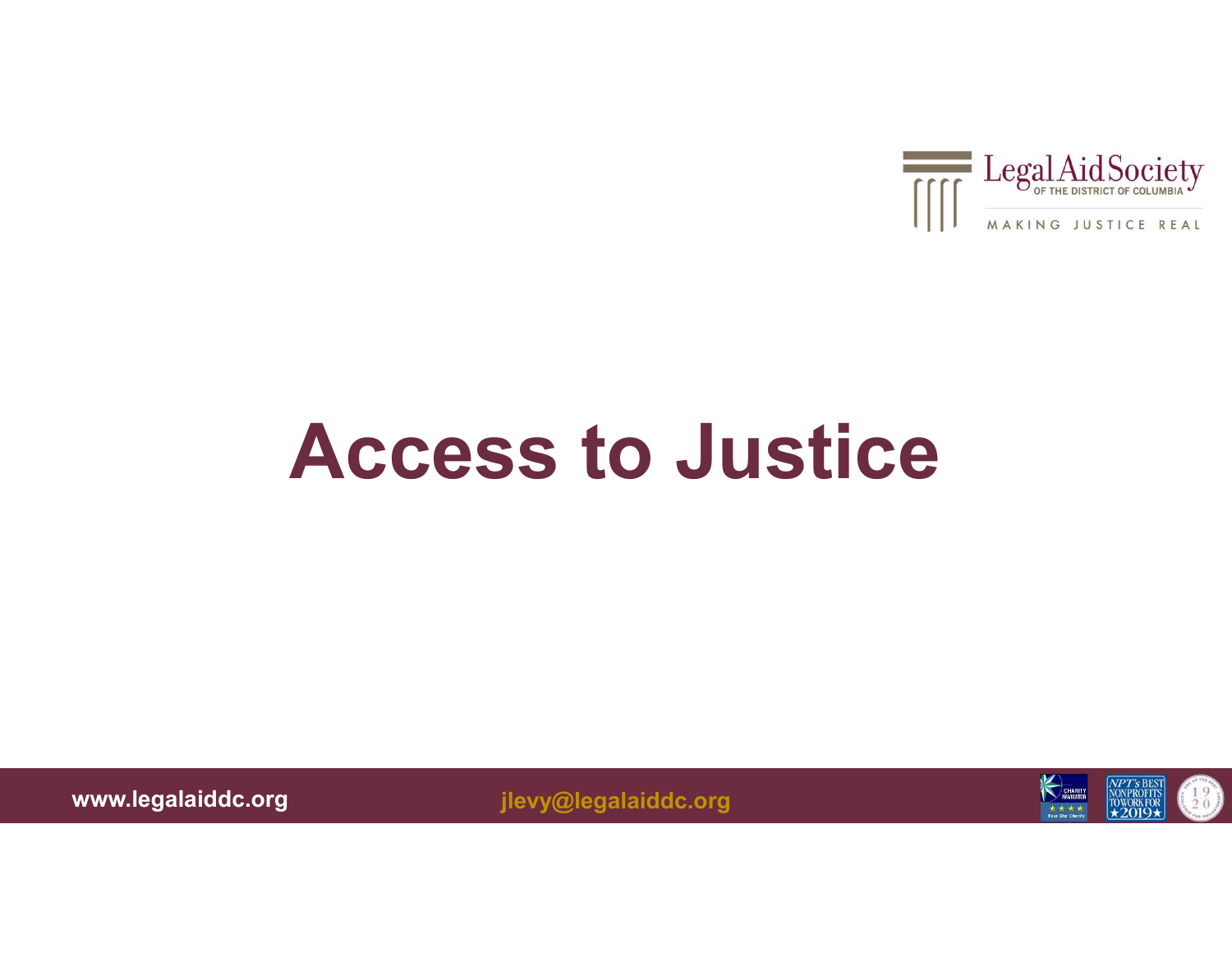Legal Aid Society OF THE DISTRICT OF COLUMBIA

MAKING JUSTICE REAL

# Access to Justice

www.legalaiddc.org

jlevy@legalaiddc.org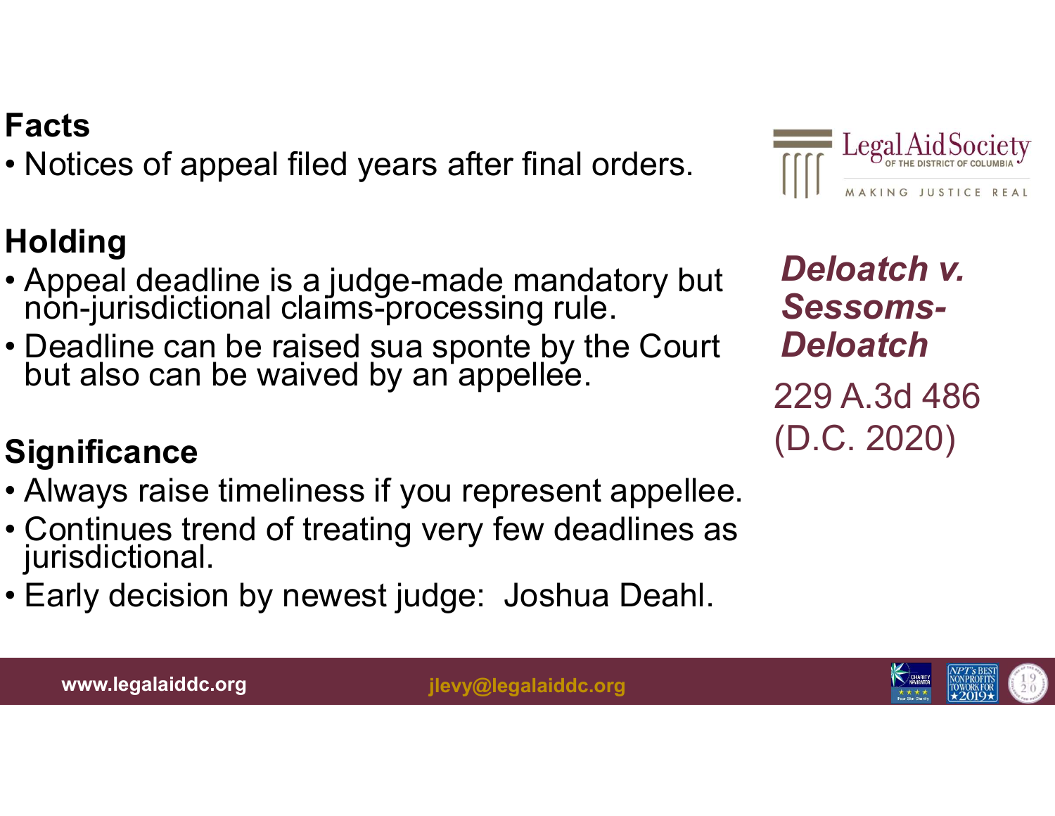## *Deloatch v. Sessoms-Deloatch*

229 A.3d 486 (D.C. 2020)

### Facts

- Notices of appeal filed years after final orders.

### Holding

- Appeal deadline is a judge-made mandatory but non-jurisdictional claims-processing rule.
- Deadline can be raised sua sponte by the Court but also can be waived by an appellee.

### Significance

- Always raise timeliness if you represent appellee.
- Continues trend of treating very few deadlines as jurisdictional.
- Early decision by newest judge: Joshua Deahl.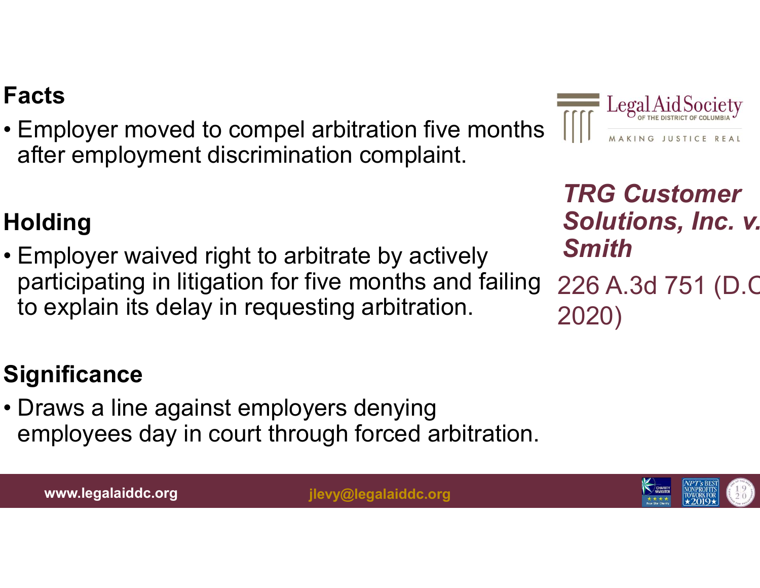## *TRG Customer Solutions, Inc. v. Smith*

226 A.3d 751 (D.C. 2020)

### Facts

- Employer moved to compel arbitration five months after employment discrimination complaint.

### Holding

- Employer waived right to arbitrate by actively participating in litigation for five months and failing to explain its delay in requesting arbitration.

### Significance

- Draws a line against employers denying employees day in court through forced arbitration.

www.legalaiddc.org jlevy@legalaiddc.org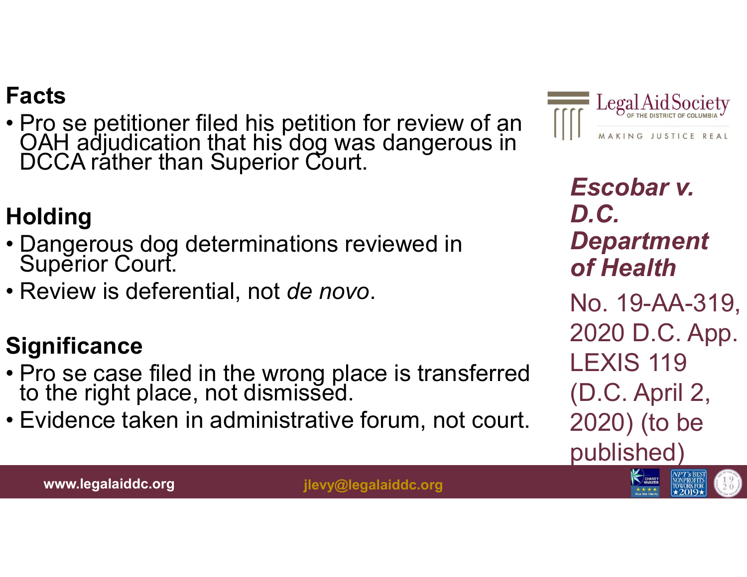## *Escobar v. D.C. Department of Health*

No. 19-AA-319, 2020 D.C. App. LEXIS 119 (D.C. April 2, 2020) (to be published)

### Facts

- Pro se petitioner filed his petition for review of an OAH adjudication that his dog was dangerous in DCCA rather than Superior Court.

### Holding

- Dangerous dog determinations reviewed in Superior Court.
- Review is deferential, not *de novo*.

### Significance

- Pro se case filed in the wrong place is transferred to the right place, not dismissed.
- Evidence taken in administrative forum, not court.

Legal Aid Society OF THE DISTRICT OF COLUMBIA

MAKING JUSTICE REAL

www.legalaiddc.org jlevy@legalaiddc.org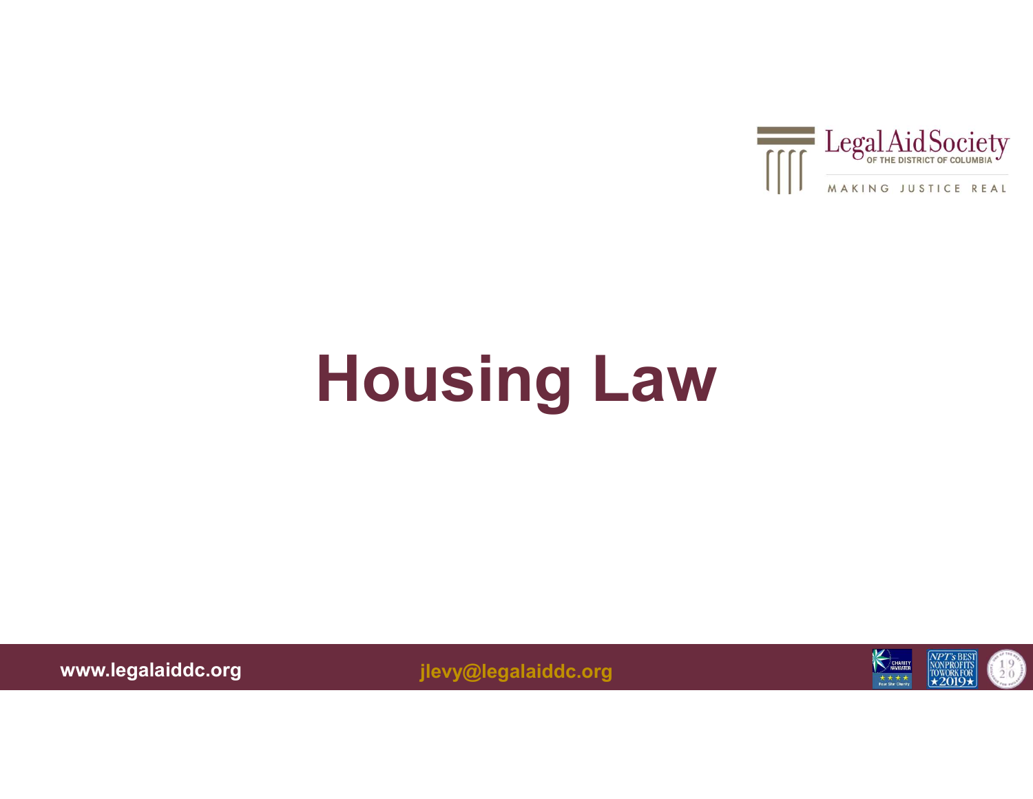# Housing Law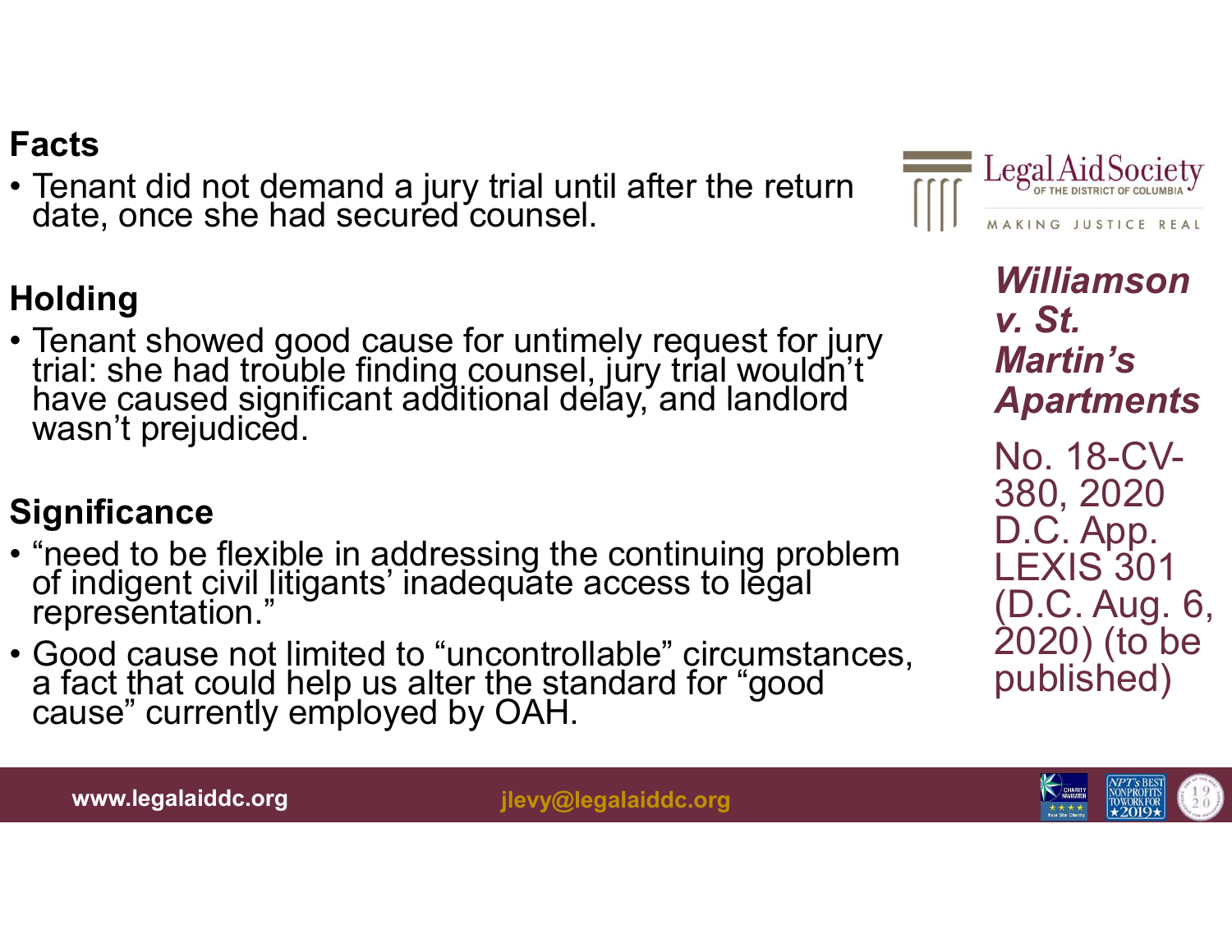## *Williamson v. St. Martin's Apartments*

No. 18-CV-380, 2020 D.C. App. LEXIS 301 (D.C. Aug. 6, 2020) (to be published)

### Facts

- Tenant did not demand a jury trial until after the return date, once she had secured counsel.

### Holding

- Tenant showed good cause for untimely request for jury trial: she had trouble finding counsel, jury trial wouldn't have caused significant additional delay, and landlord wasn't prejudiced.

### Significance

- "need to be flexible in addressing the continuing problem of indigent civil litigants' inadequate access to legal representation."
- Good cause not limited to "uncontrollable" circumstances, a fact that could help us alter the standard for "good cause" currently employed by OAH.

www.legalaiddc.org jlevy@legalaiddc.org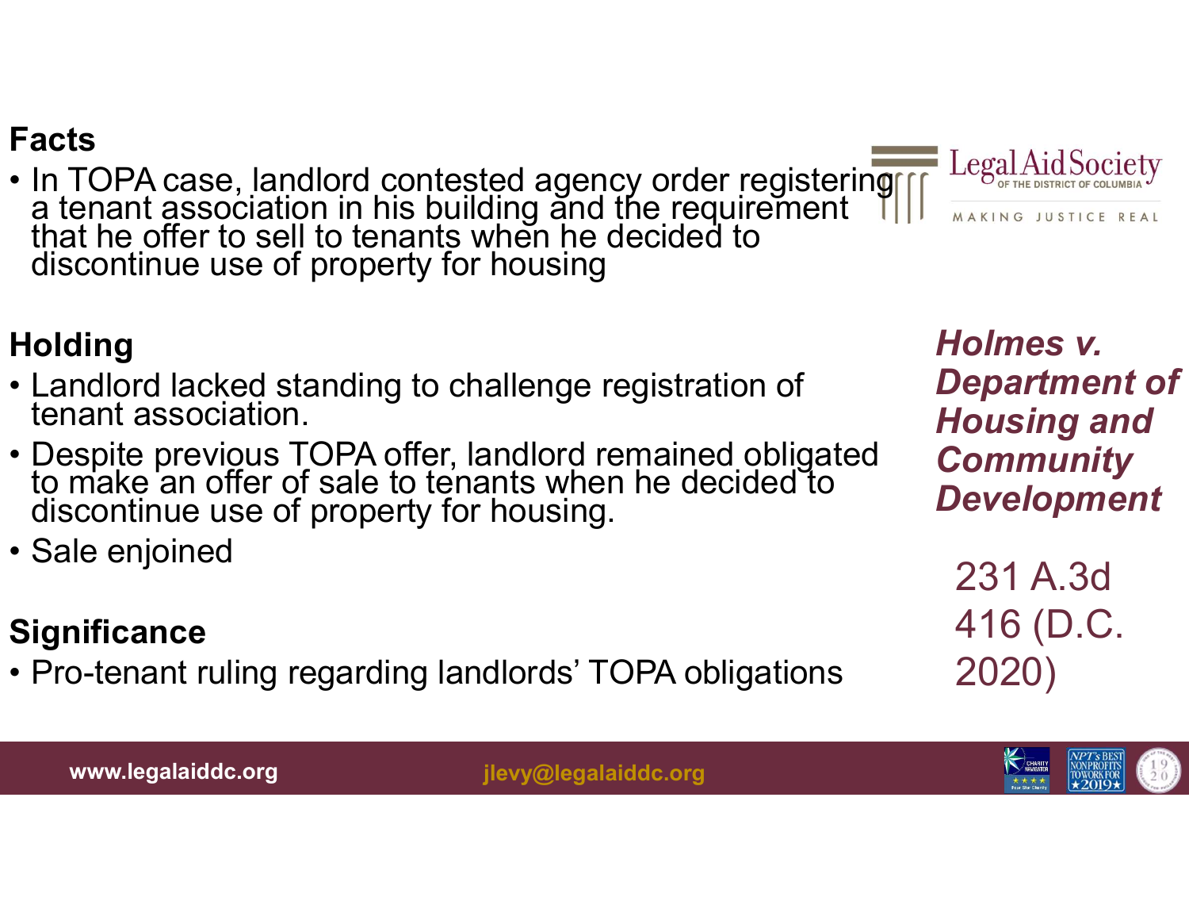## Facts

- In TOPA case, landlord contested agency order registering a tenant association in his building and the requirement that he offer to sell to tenants when he decided to discontinue use of property for housing

## Holding

- Landlord lacked standing to challenge registration of tenant association.
- Despite previous TOPA offer, landlord remained obligated to make an offer of sale to tenants when he decided to discontinue use of property for housing.
- Sale enjoined

## Significance

- Pro-tenant ruling regarding landlords' TOPA obligations

***Holmes v. Department of Housing and Community Development***

231 A.3d 416 (D.C. 2020)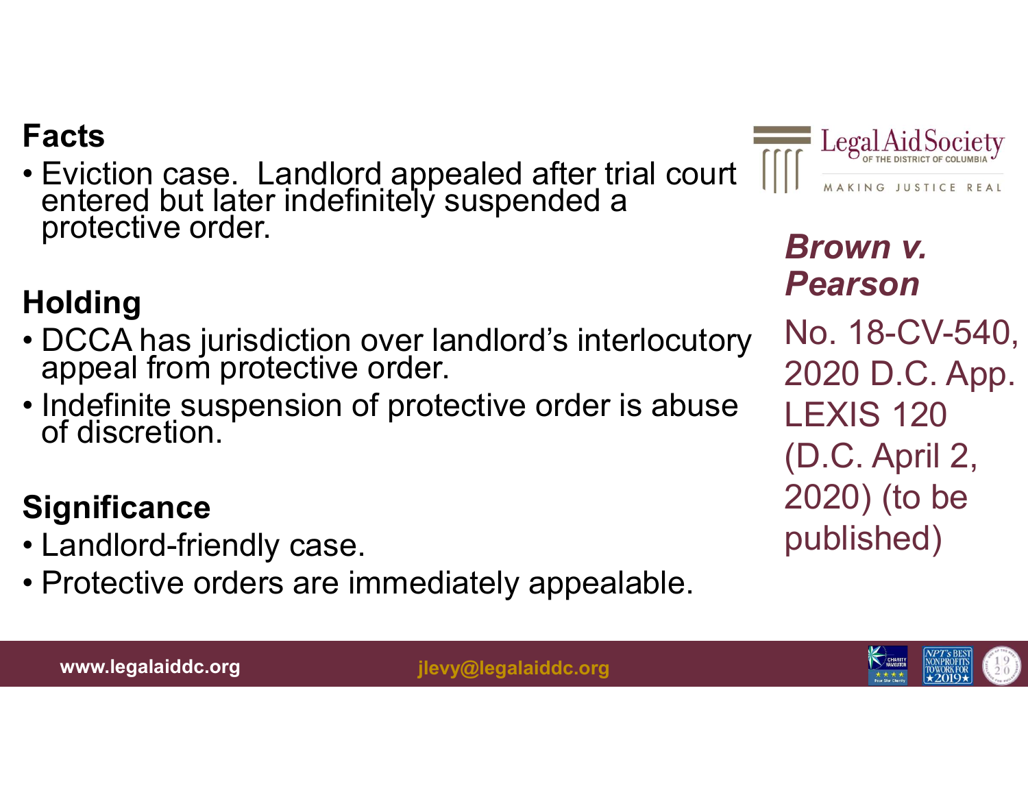## Brown v. Pearson

No. 18-CV-540, 2020 D.C. App. LEXIS 120 (D.C. April 2, 2020) (to be published)

### Facts

- Eviction case. Landlord appealed after trial court entered but later indefinitely suspended a protective order.

### Holding

- DCCA has jurisdiction over landlord's interlocutory appeal from protective order.
- Indefinite suspension of protective order is abuse of discretion.

### Significance

- Landlord-friendly case.
- Protective orders are immediately appealable.

www.legalaiddc.org jlevy@legalaiddc.org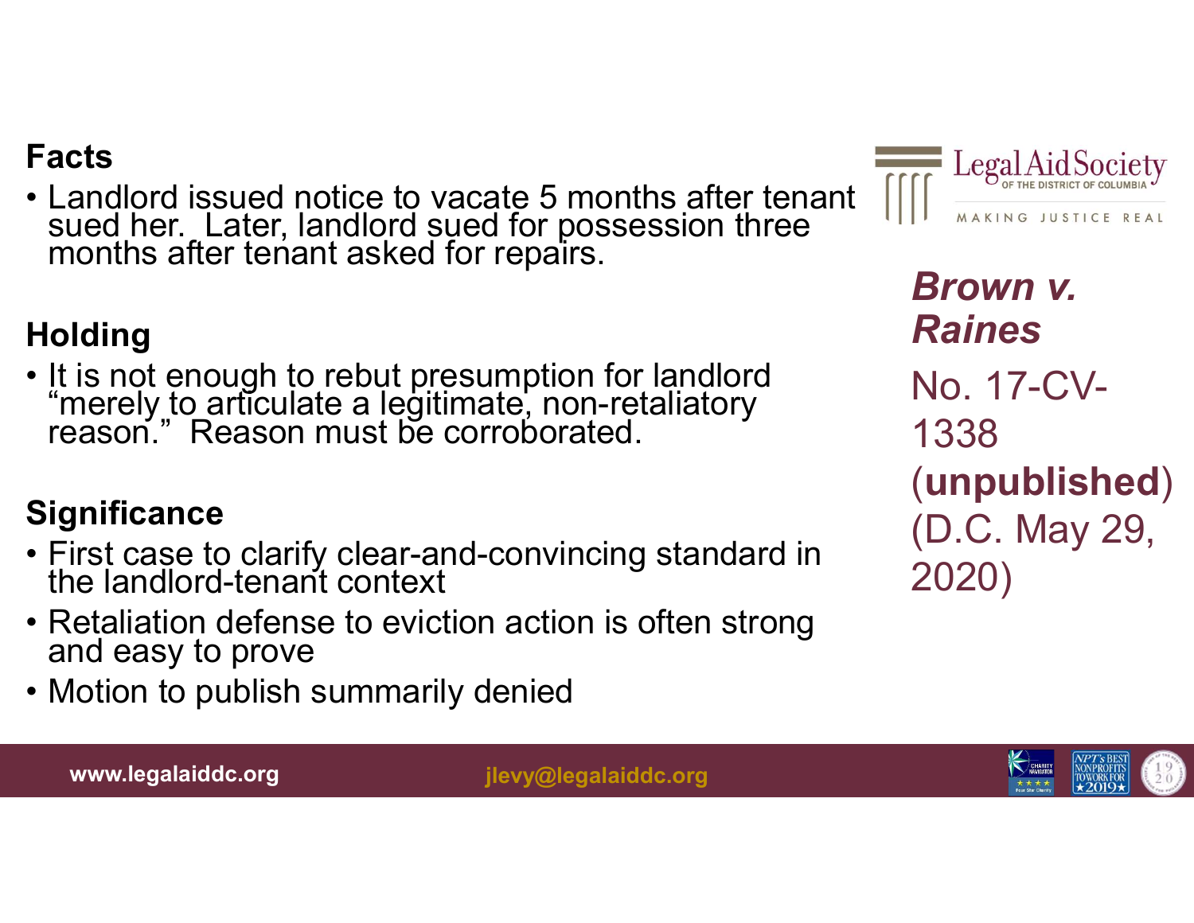## Brown v. Raines

No. 17-CV-1338 (**unpublished**) (D.C. May 29, 2020)

### Facts

- Landlord issued notice to vacate 5 months after tenant sued her. Later, landlord sued for possession three months after tenant asked for repairs.

### Holding

- It is not enough to rebut presumption for landlord "merely to articulate a legitimate, non-retaliatory reason." Reason must be corroborated.

### Significance

- First case to clarify clear-and-convincing standard in the landlord-tenant context
- Retaliation defense to eviction action is often strong and easy to prove
- Motion to publish summarily denied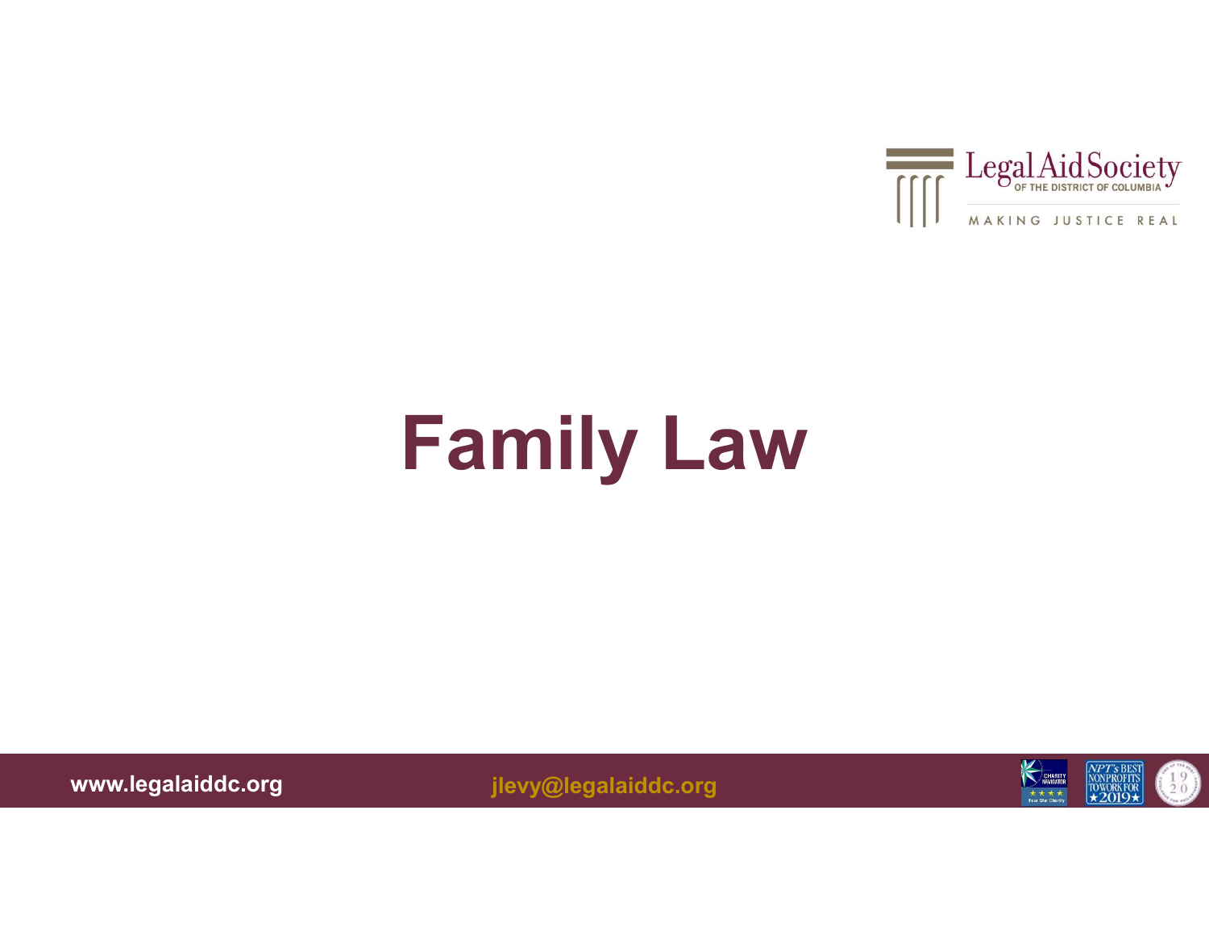# Family Law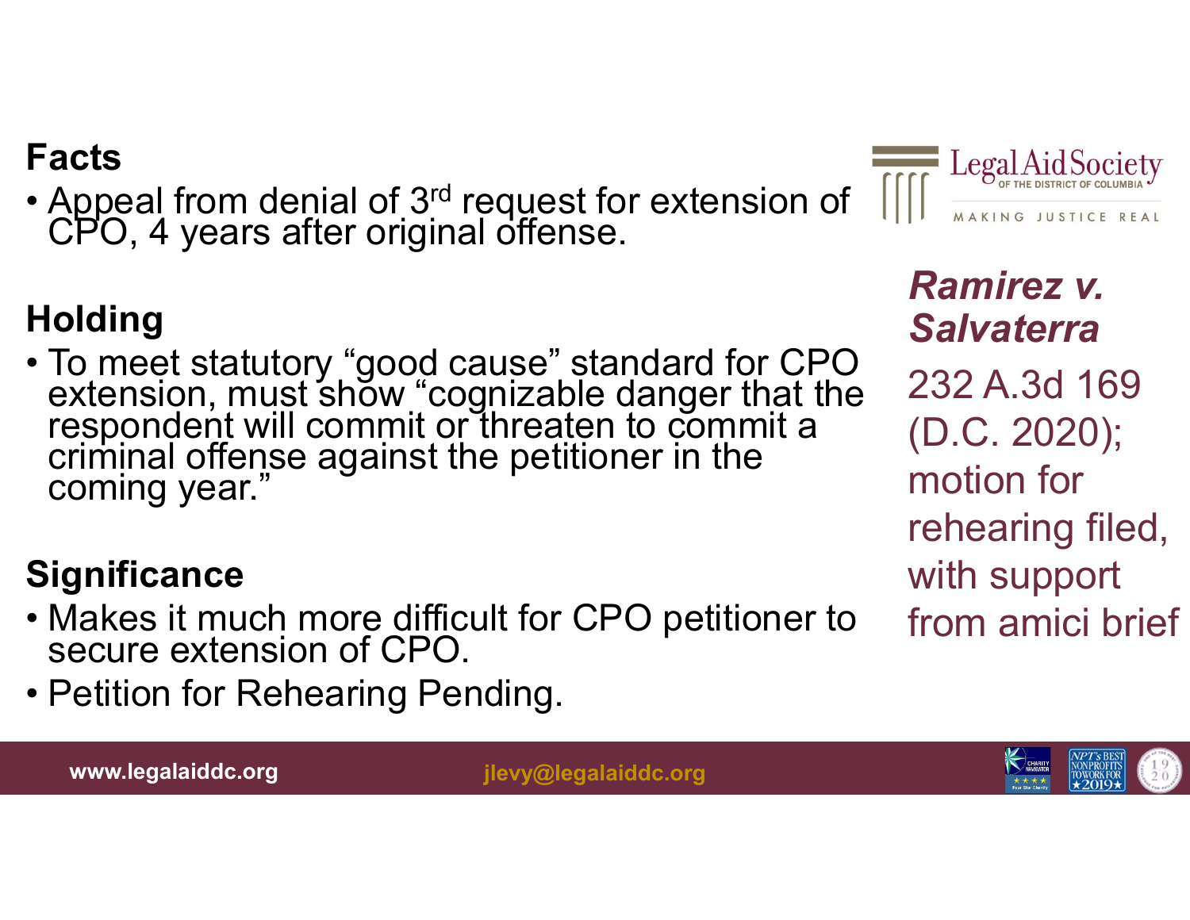## Facts

- Appeal from denial of 3rd request for extension of CPO, 4 years after original offense.

## Holding

- To meet statutory "good cause" standard for CPO extension, must show "cognizable danger that the respondent will commit or threaten to commit a criminal offense against the petitioner in the coming year."

## Significance

- Makes it much more difficult for CPO petitioner to secure extension of CPO.
- Petition for Rehearing Pending.

***Ramirez v. Salvaterra***

232 A.3d 169 (D.C. 2020); motion for rehearing filed, with support from amici brief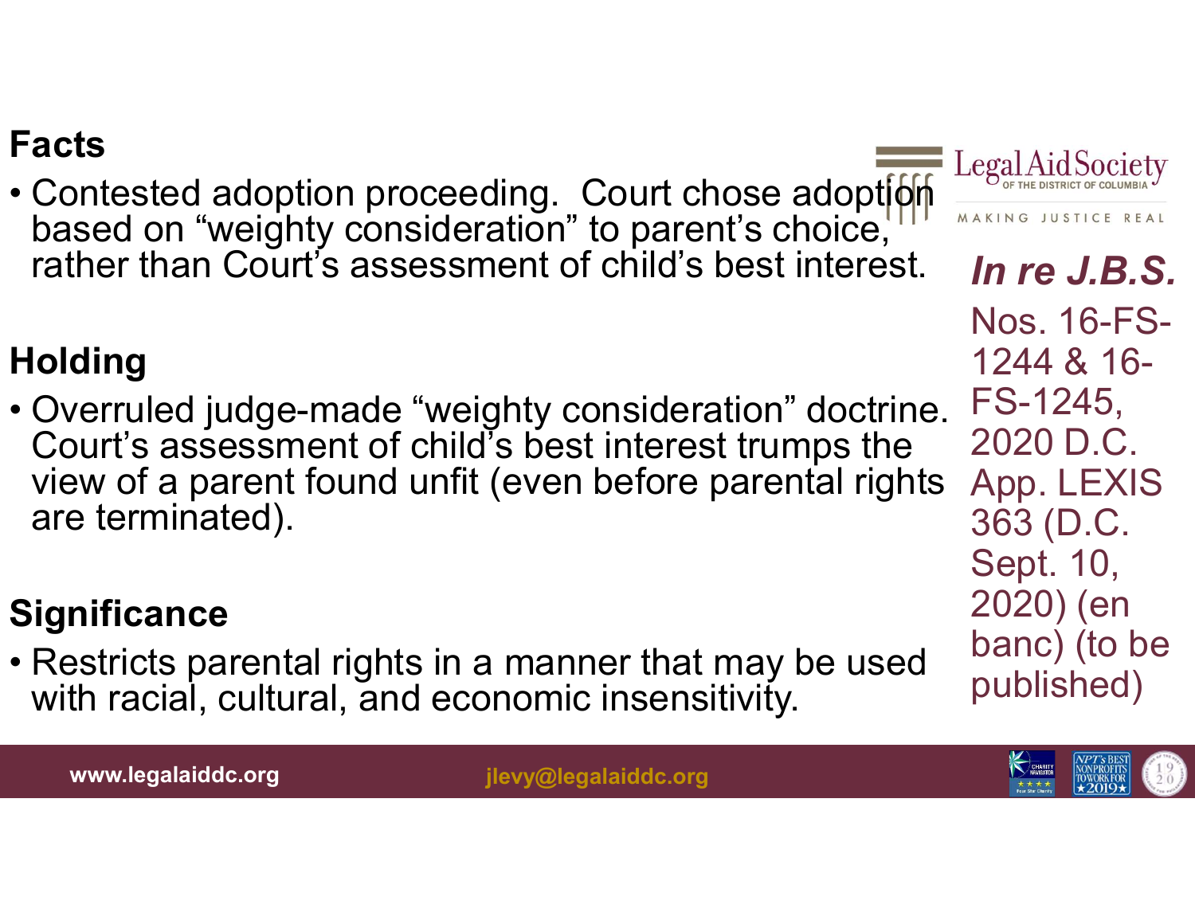## Facts

- Contested adoption proceeding. Court chose adoption based on “weighty consideration” to parent’s choice, rather than Court’s assessment of child’s best interest.

## Holding

- Overruled judge-made “weighty consideration” doctrine. Court’s assessment of child’s best interest trumps the view of a parent found unfit (even before parental rights are terminated).

## Significance

- Restricts parental rights in a manner that may be used with racial, cultural, and economic insensitivity.

***In re J.B.S.***

Nos. 16-FS-1244 & 16-FS-1245, 2020 D.C. App. LEXIS 363 (D.C. Sept. 10, 2020) (en banc) (to be published)

Legal Aid Society OF THE DISTRICT OF COLUMBIA

MAKING JUSTICE REAL

www.legalaiddc.org jlevy@legalaiddc.org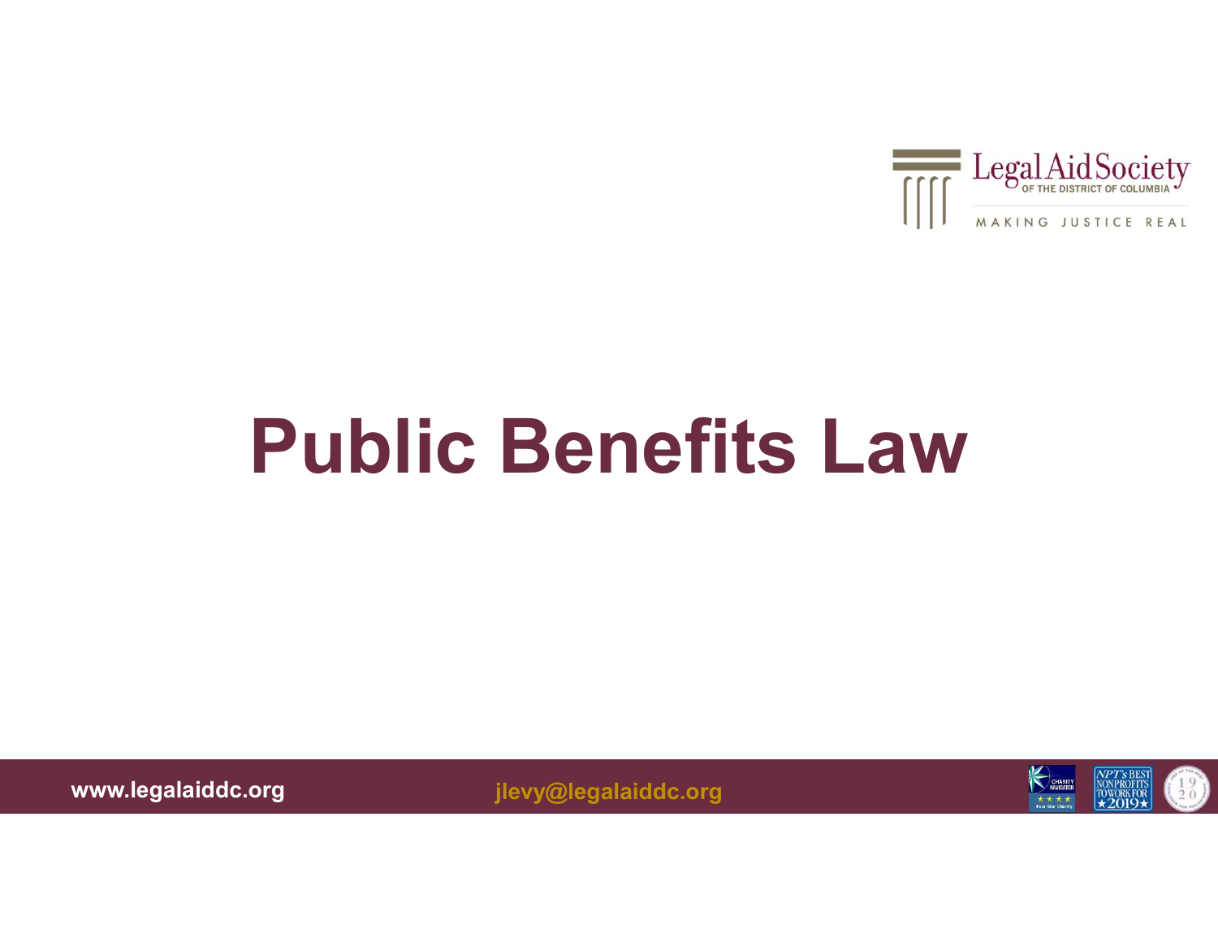# Public Benefits Law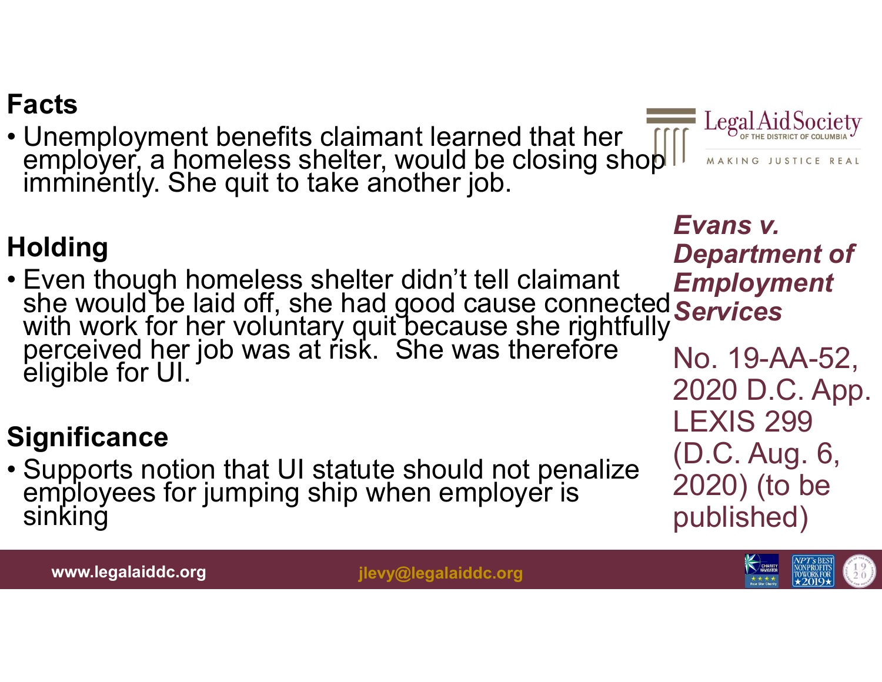## Evans v. Department of Employment Services

No. 19-AA-52, 2020 D.C. App. LEXIS 299 (D.C. Aug. 6, 2020) (to be published)

### Facts

- Unemployment benefits claimant learned that her employer, a homeless shelter, would be closing shop imminently. She quit to take another job.

### Holding

- Even though homeless shelter didn't tell claimant she would be laid off, she had good cause connected with work for her voluntary quit because she rightfully perceived her job was at risk. She was therefore eligible for UI.

### Significance

- Supports notion that UI statute should not penalize employees for jumping ship when employer is sinking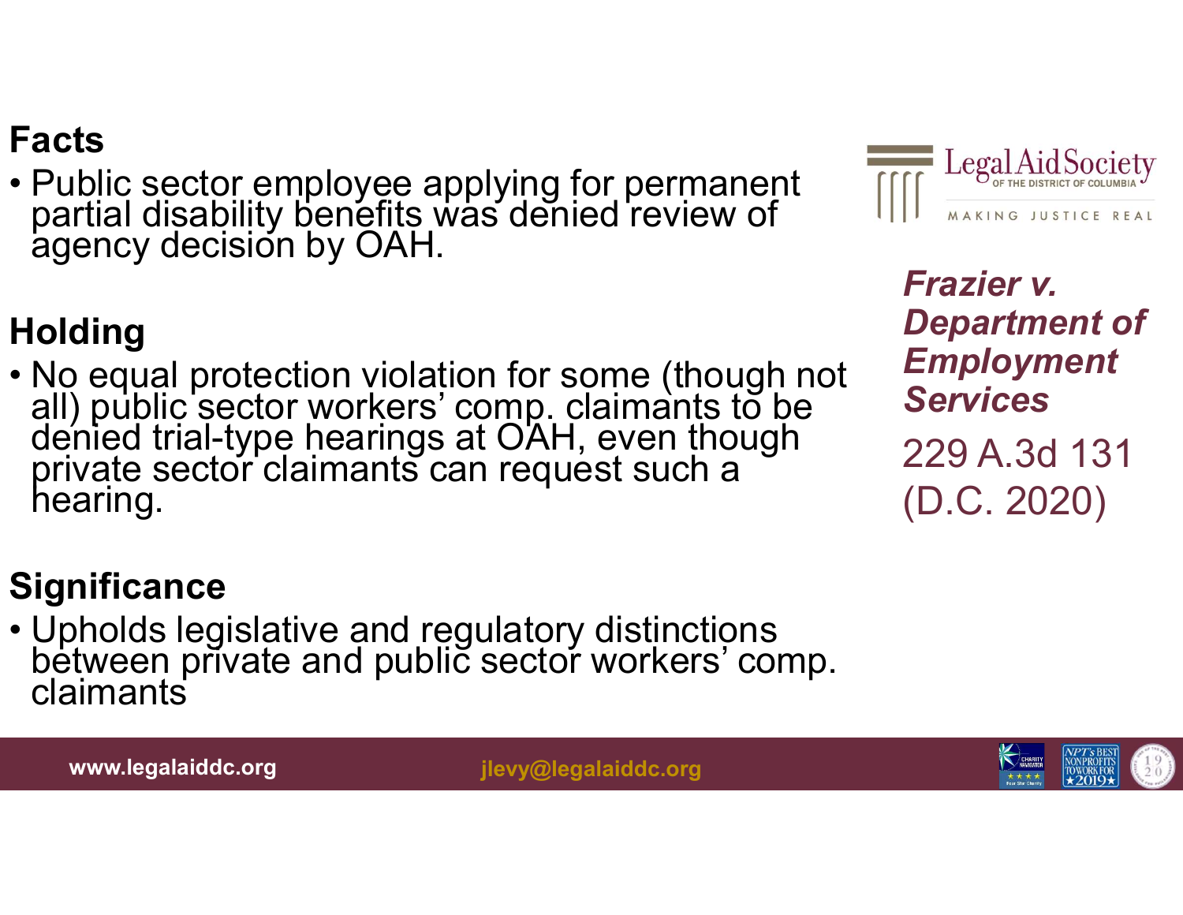## Frazier v. Department of Employment Services

229 A.3d 131 (D.C. 2020)

### Facts

- Public sector employee applying for permanent partial disability benefits was denied review of agency decision by OAH.

### Holding

- No equal protection violation for some (though not all) public sector workers' comp. claimants to be denied trial-type hearings at OAH, even though private sector claimants can request such a hearing.

### Significance

- Upholds legislative and regulatory distinctions between private and public sector workers' comp. claimants

www.legalaiddc.org jlevy@legalaiddc.org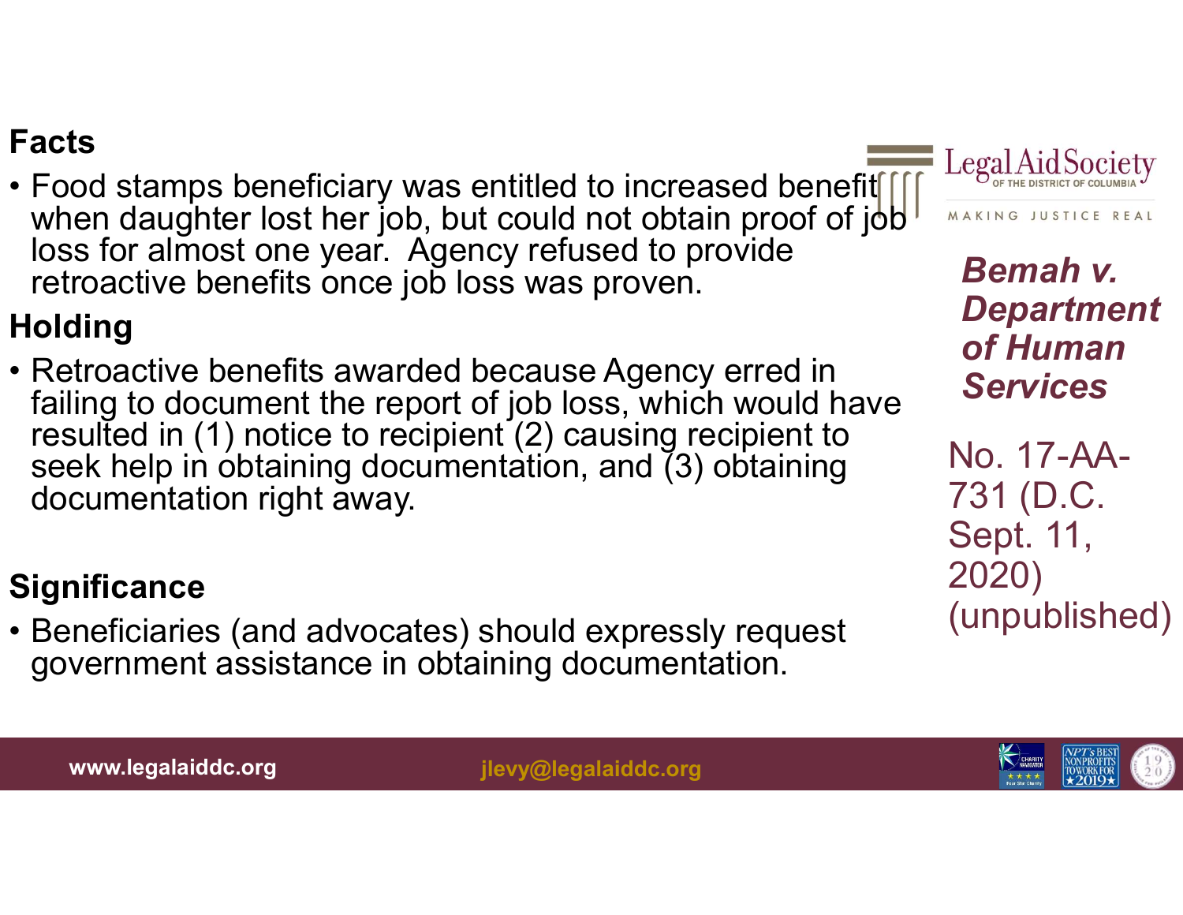## Bemah v. Department of Human Services

No. 17-AA-731 (D.C. Sept. 11, 2020) (unpublished)

**Facts**

- Food stamps beneficiary was entitled to increased benefit when daughter lost her job, but could not obtain proof of job loss for almost one year. Agency refused to provide retroactive benefits once job loss was proven.

**Holding**

- Retroactive benefits awarded because Agency erred in failing to document the report of job loss, which would have resulted in (1) notice to recipient (2) causing recipient to seek help in obtaining documentation, and (3) obtaining documentation right away.

**Significance**

- Beneficiaries (and advocates) should expressly request government assistance in obtaining documentation.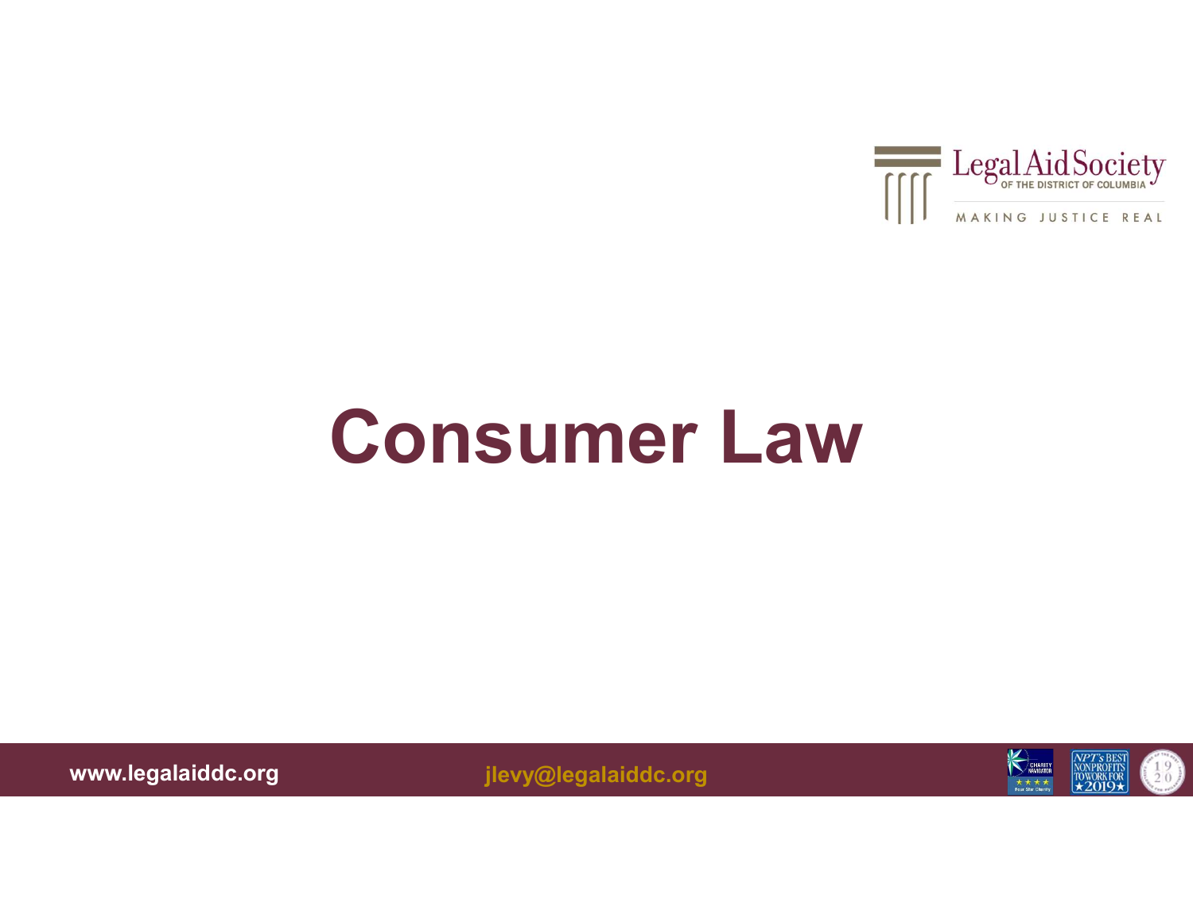# Consumer Law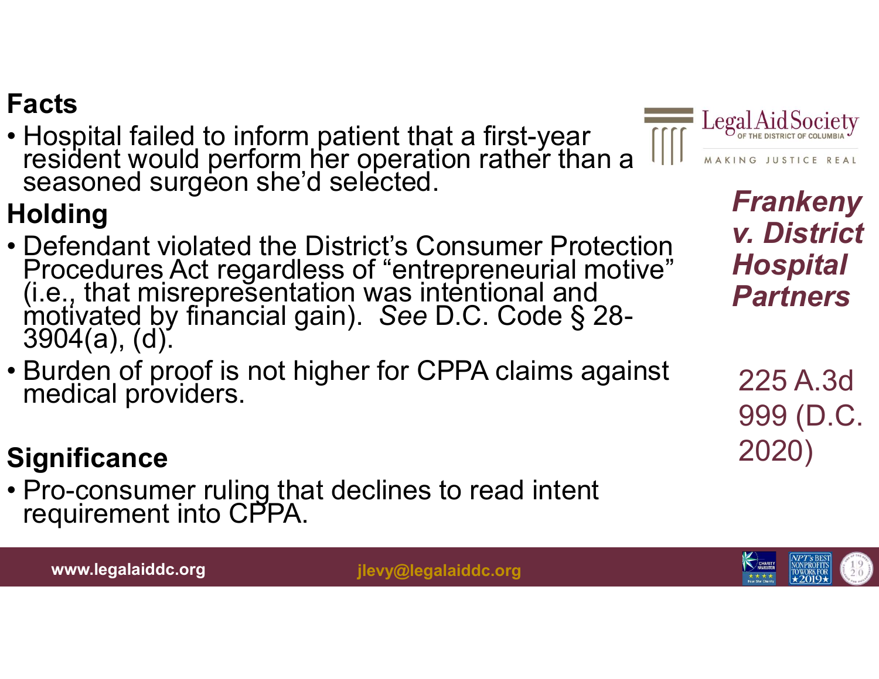## Frankeny v. District Hospital Partners

225 A.3d 999 (D.C. 2020)

### Facts

- Hospital failed to inform patient that a first-year resident would perform her operation rather than a seasoned surgeon she'd selected.

### Holding

- Defendant violated the District's Consumer Protection Procedures Act regardless of "entrepreneurial motive" (i.e., that misrepresentation was intentional and motivated by financial gain). *See* D.C. Code § 28-3904(a), (d).
- Burden of proof is not higher for CPPA claims against medical providers.

### Significance

- Pro-consumer ruling that declines to read intent requirement into CPPA.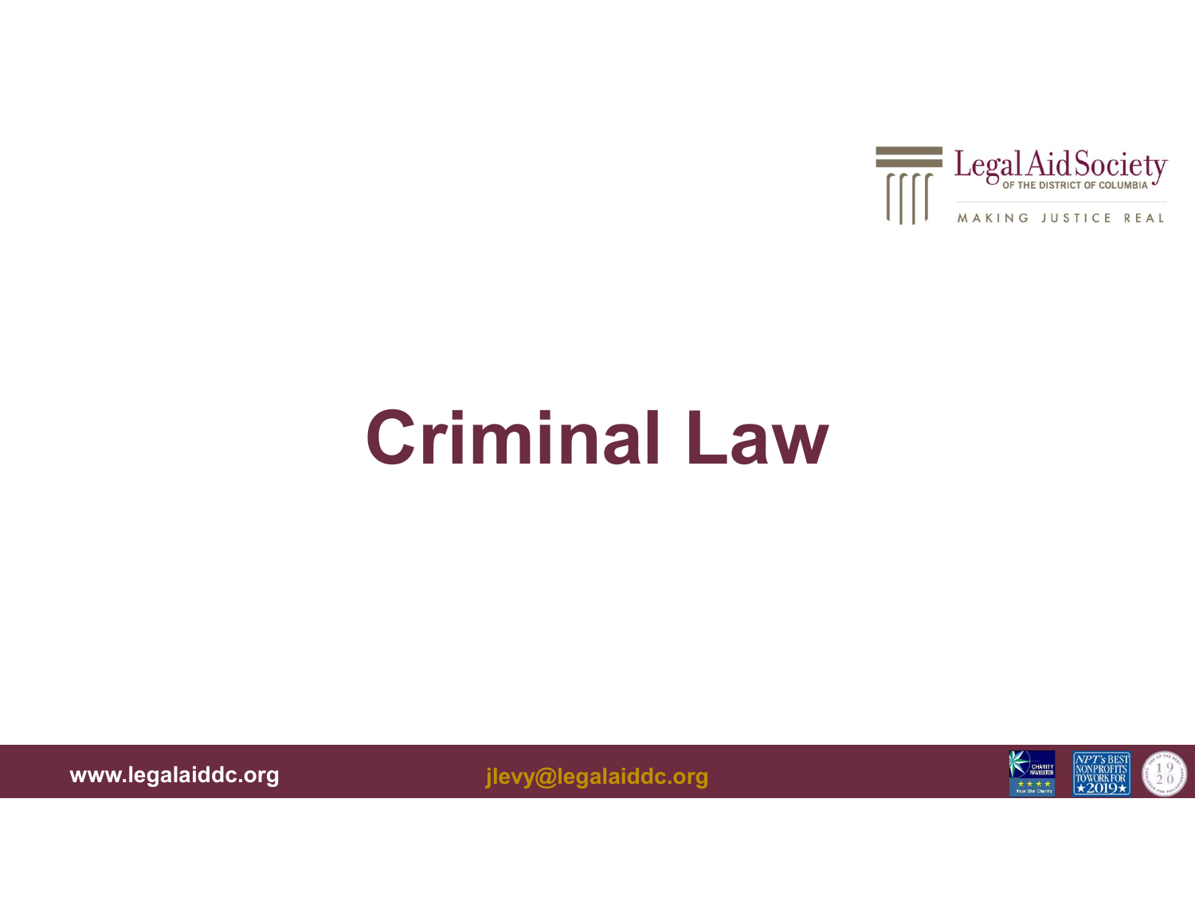# Criminal Law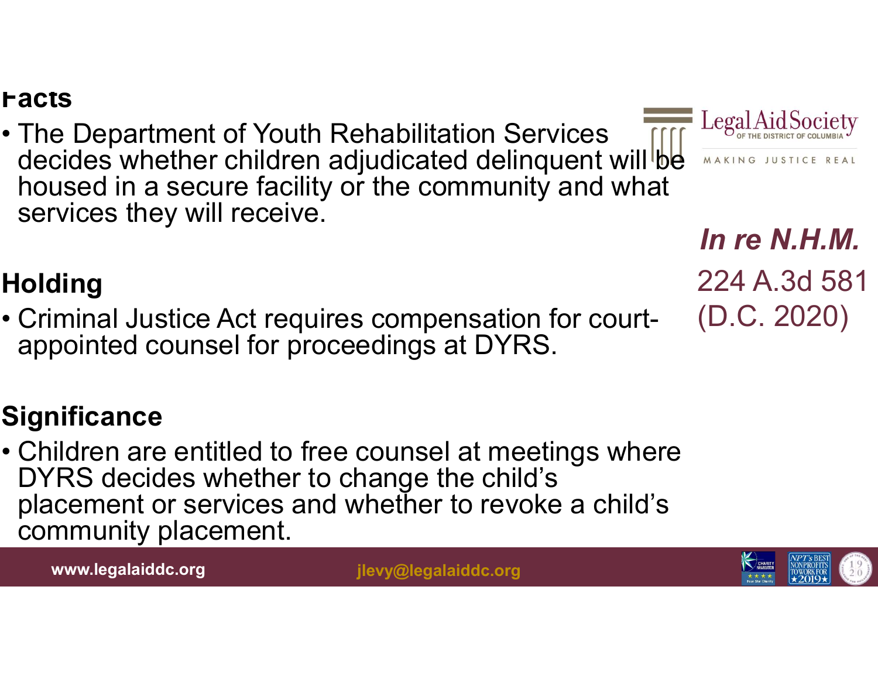## Facts

- The Department of Youth Rehabilitation Services decides whether children adjudicated delinquent will be housed in a secure facility or the community and what services they will receive.

## Holding

- Criminal Justice Act requires compensation for court-appointed counsel for proceedings at DYRS.

## Significance

- Children are entitled to free counsel at meetings where DYRS decides whether to change the child's placement or services and whether to revoke a child's community placement.

***In re N.H.M.***

224 A.3d 581 (D.C. 2020)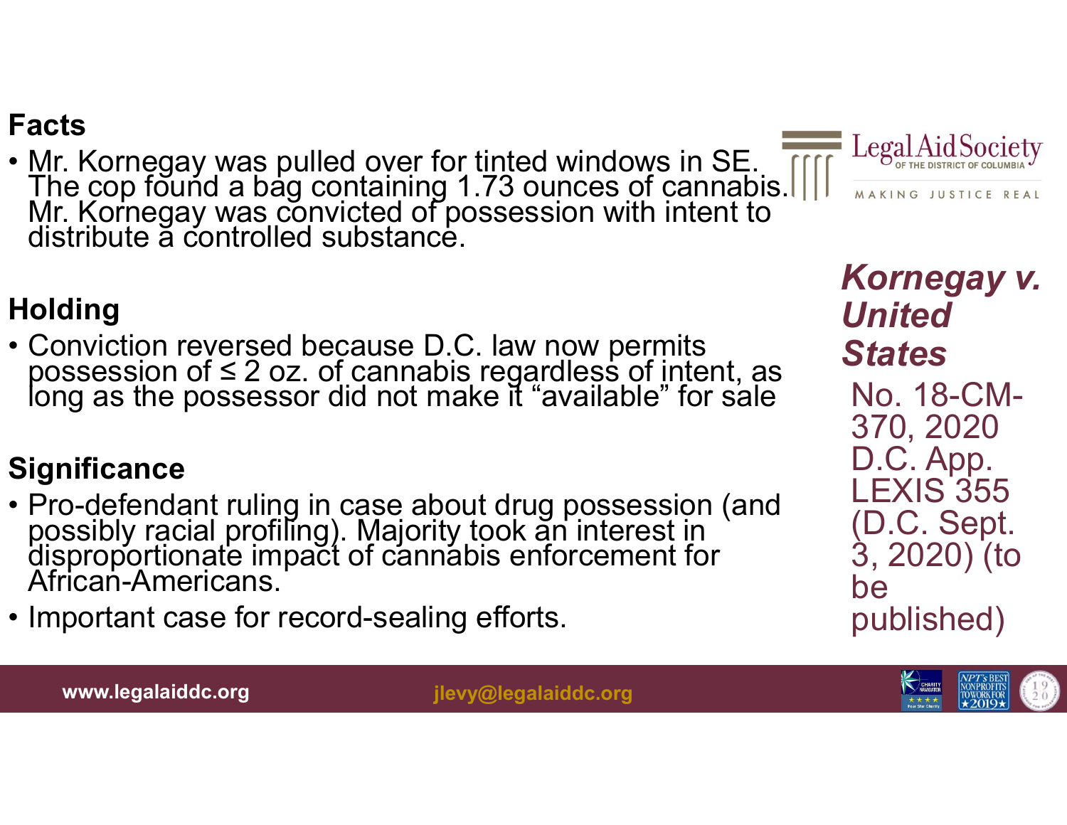## *Kornegay v. United States*

No. 18-CM-370, 2020 D.C. App. LEXIS 355 (D.C. Sept. 3, 2020) (to be published)

### Facts

- Mr. Kornegay was pulled over for tinted windows in SE. The cop found a bag containing 1.73 ounces of cannabis. Mr. Kornegay was convicted of possession with intent to distribute a controlled substance.

### Holding

- Conviction reversed because D.C. law now permits possession of ≤ 2 oz. of cannabis regardless of intent, as long as the possessor did not make it “available” for sale

### Significance

- Pro-defendant ruling in case about drug possession (and possibly racial profiling). Majority took an interest in disproportionate impact of cannabis enforcement for African-Americans.
- Important case for record-sealing efforts.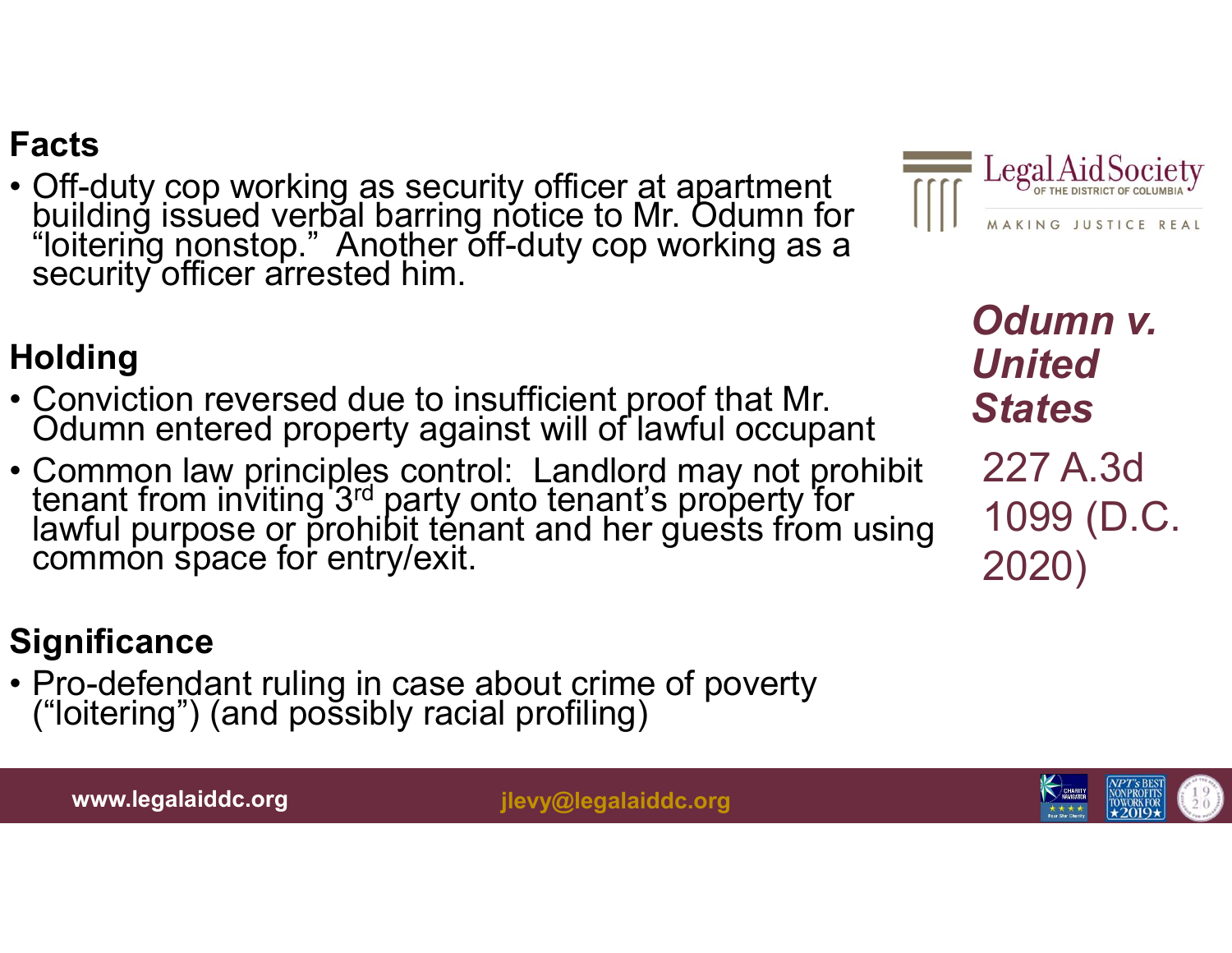## Odumn v. United States

227 A.3d 1099 (D.C. 2020)

### Facts

- Off-duty cop working as security officer at apartment building issued verbal barring notice to Mr. Odumn for "loitering nonstop." Another off-duty cop working as a security officer arrested him.

### Holding

- Conviction reversed due to insufficient proof that Mr. Odumn entered property against will of lawful occupant
- Common law principles control: Landlord may not prohibit tenant from inviting 3rd party onto tenant's property for lawful purpose or prohibit tenant and her guests from using common space for entry/exit.

### Significance

- Pro-defendant ruling in case about crime of poverty ("loitering") (and possibly racial profiling)

www.legalaiddc.org jlevy@legalaiddc.org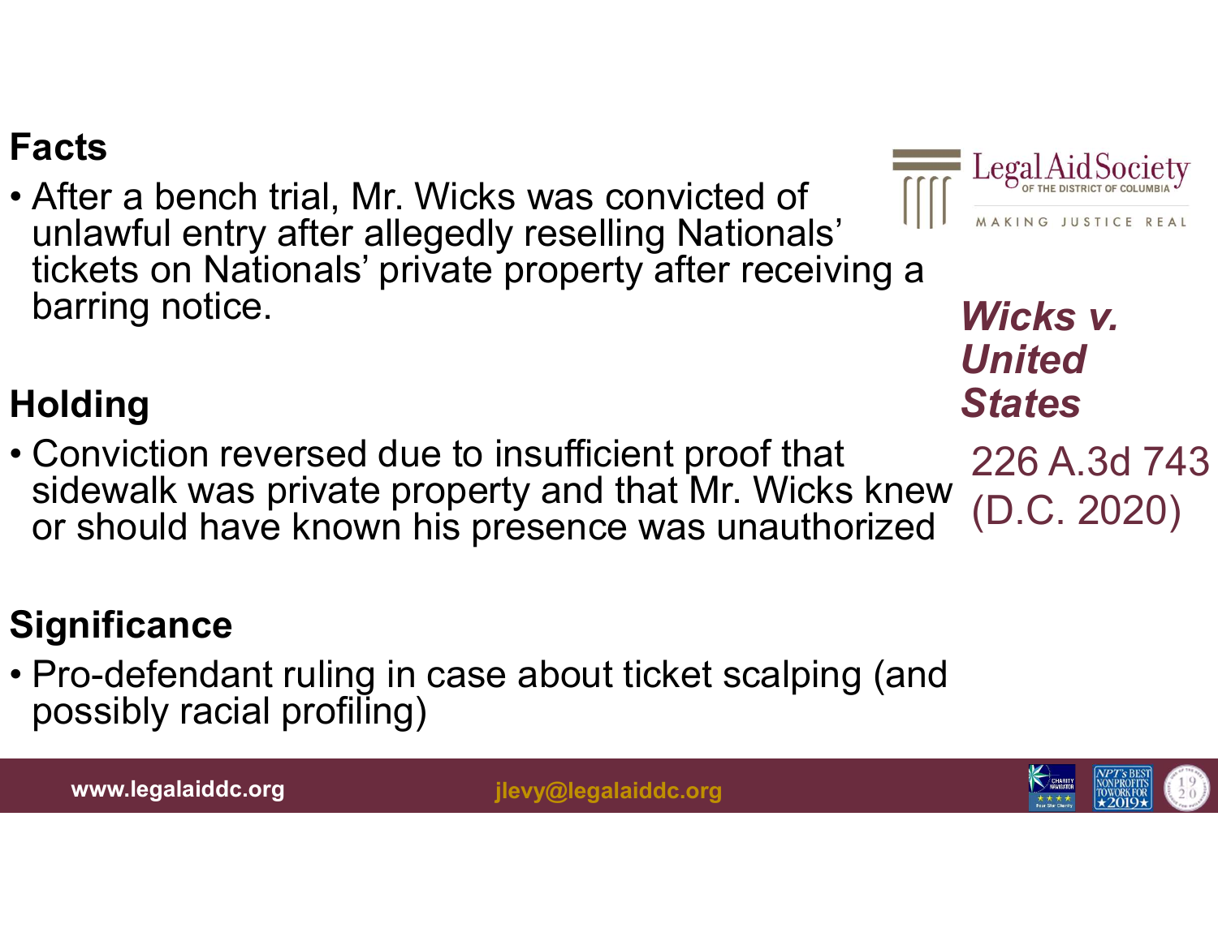## Wicks v. United States

226 A.3d 743 (D.C. 2020)

### Facts

- After a bench trial, Mr. Wicks was convicted of unlawful entry after allegedly reselling Nationals' tickets on Nationals' private property after receiving a barring notice.

### Holding

- Conviction reversed due to insufficient proof that sidewalk was private property and that Mr. Wicks knew or should have known his presence was unauthorized

### Significance

- Pro-defendant ruling in case about ticket scalping (and possibly racial profiling)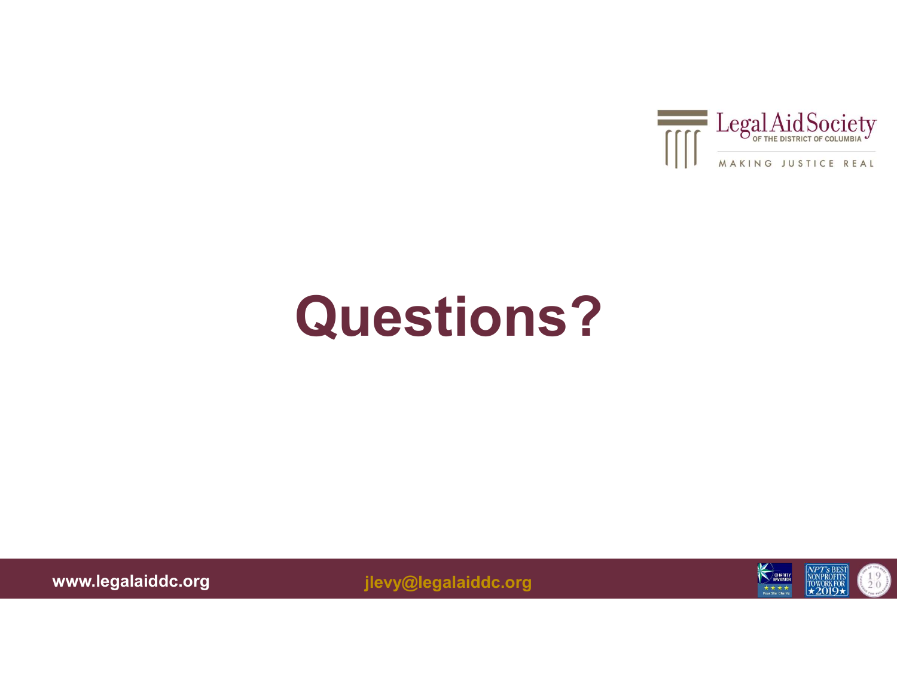Legal Aid Society
OF THE DISTRICT OF COLUMBIA
MAKING JUSTICE REAL

# Questions?

www.legalaiddc.org

jlevy@legalaiddc.org